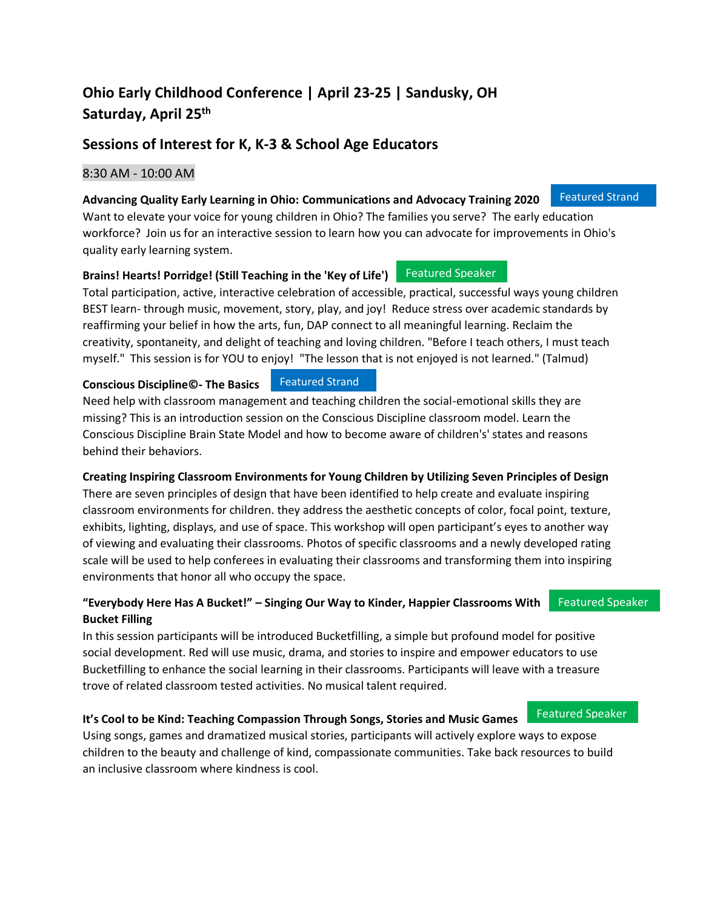## Ohio Early Childhood Conference | April 23-25 | Sandusky, OH
## Saturday, April 25th

### Sessions of Interest for K, K-3 & School Age Educators

8:30 AM - 10:00 AM

**Advancing Quality Early Learning in Ohio: Communications and Advocacy Training 2020** Featured Strand

Want to elevate your voice for young children in Ohio? The families you serve? The early education workforce? Join us for an interactive session to learn how you can advocate for improvements in Ohio's quality early learning system.

**Brains! Hearts! Porridge! (Still Teaching in the 'Key of Life')** Featured Speaker

Total participation, active, interactive celebration of accessible, practical, successful ways young children BEST learn- through music, movement, story, play, and joy! Reduce stress over academic standards by reaffirming your belief in how the arts, fun, DAP connect to all meaningful learning. Reclaim the creativity, spontaneity, and delight of teaching and loving children. "Before I teach others, I must teach myself." This session is for YOU to enjoy! "The lesson that is not enjoyed is not learned." (Talmud)

**Conscious Discipline©- The Basics** Featured Strand

Need help with classroom management and teaching children the social-emotional skills they are missing? This is an introduction session on the Conscious Discipline classroom model. Learn the Conscious Discipline Brain State Model and how to become aware of children's' states and reasons behind their behaviors.

**Creating Inspiring Classroom Environments for Young Children by Utilizing Seven Principles of Design**

There are seven principles of design that have been identified to help create and evaluate inspiring classroom environments for children. they address the aesthetic concepts of color, focal point, texture, exhibits, lighting, displays, and use of space. This workshop will open participant's eyes to another way of viewing and evaluating their classrooms. Photos of specific classrooms and a newly developed rating scale will be used to help conferees in evaluating their classrooms and transforming them into inspiring environments that honor all who occupy the space.

**"Everybody Here Has A Bucket!" – Singing Our Way to Kinder, Happier Classrooms With Bucket Filling** Featured Speaker

In this session participants will be introduced Bucketfilling, a simple but profound model for positive social development. Red will use music, drama, and stories to inspire and empower educators to use Bucketfilling to enhance the social learning in their classrooms. Participants will leave with a treasure trove of related classroom tested activities. No musical talent required.

**It's Cool to be Kind: Teaching Compassion Through Songs, Stories and Music Games** Featured Speaker

Using songs, games and dramatized musical stories, participants will actively explore ways to expose children to the beauty and challenge of kind, compassionate communities. Take back resources to build an inclusive classroom where kindness is cool.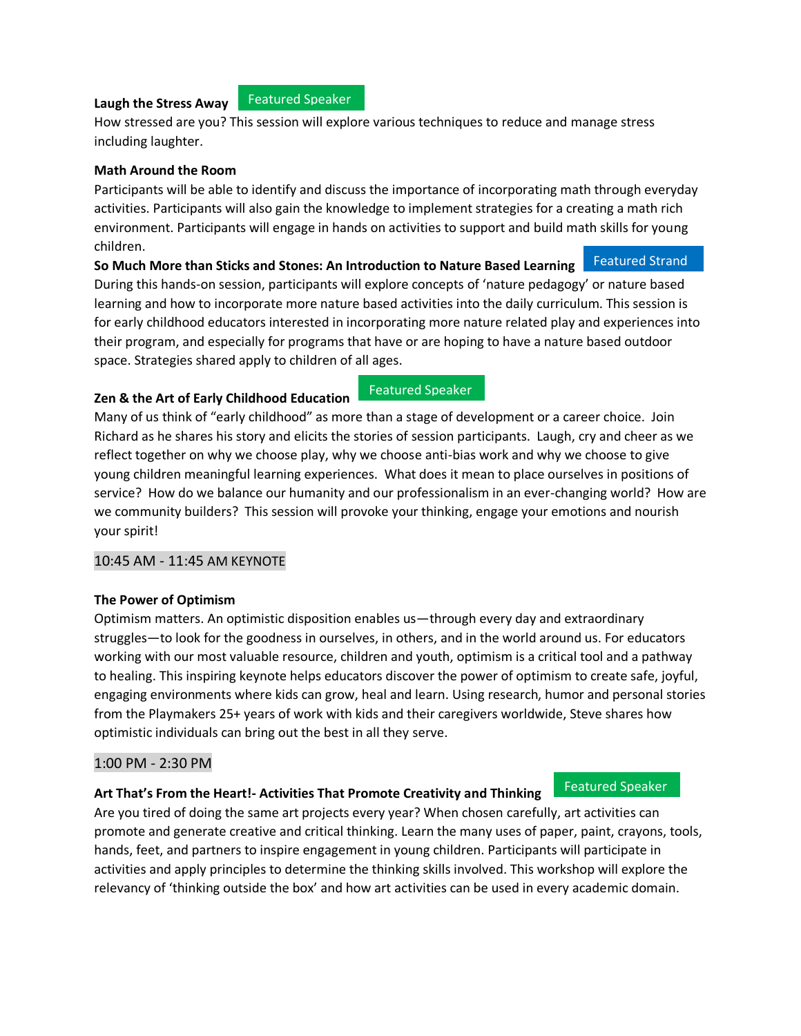**Laugh the Stress Away** Featured Speaker

How stressed are you? This session will explore various techniques to reduce and manage stress including laughter.

**Math Around the Room**

Participants will be able to identify and discuss the importance of incorporating math through everyday activities. Participants will also gain the knowledge to implement strategies for a creating a math rich environment. Participants will engage in hands on activities to support and build math skills for young children.

**So Much More than Sticks and Stones: An Introduction to Nature Based Learning** Featured Strand

During this hands-on session, participants will explore concepts of 'nature pedagogy' or nature based learning and how to incorporate more nature based activities into the daily curriculum. This session is for early childhood educators interested in incorporating more nature related play and experiences into their program, and especially for programs that have or are hoping to have a nature based outdoor space. Strategies shared apply to children of all ages.

**Zen & the Art of Early Childhood Education** Featured Speaker

Many of us think of "early childhood" as more than a stage of development or a career choice. Join Richard as he shares his story and elicits the stories of session participants. Laugh, cry and cheer as we reflect together on why we choose play, why we choose anti-bias work and why we choose to give young children meaningful learning experiences. What does it mean to place ourselves in positions of service? How do we balance our humanity and our professionalism in an ever-changing world? How are we community builders? This session will provoke your thinking, engage your emotions and nourish your spirit!

## 10:45 AM - 11:45 AM KEYNOTE

**The Power of Optimism**

Optimism matters. An optimistic disposition enables us—through every day and extraordinary struggles—to look for the goodness in ourselves, in others, and in the world around us. For educators working with our most valuable resource, children and youth, optimism is a critical tool and a pathway to healing. This inspiring keynote helps educators discover the power of optimism to create safe, joyful, engaging environments where kids can grow, heal and learn. Using research, humor and personal stories from the Playmakers 25+ years of work with kids and their caregivers worldwide, Steve shares how optimistic individuals can bring out the best in all they serve.

## 1:00 PM - 2:30 PM

**Art That's From the Heart!- Activities That Promote Creativity and Thinking** Featured Speaker

Are you tired of doing the same art projects every year? When chosen carefully, art activities can promote and generate creative and critical thinking. Learn the many uses of paper, paint, crayons, tools, hands, feet, and partners to inspire engagement in young children. Participants will participate in activities and apply principles to determine the thinking skills involved. This workshop will explore the relevancy of 'thinking outside the box' and how art activities can be used in every academic domain.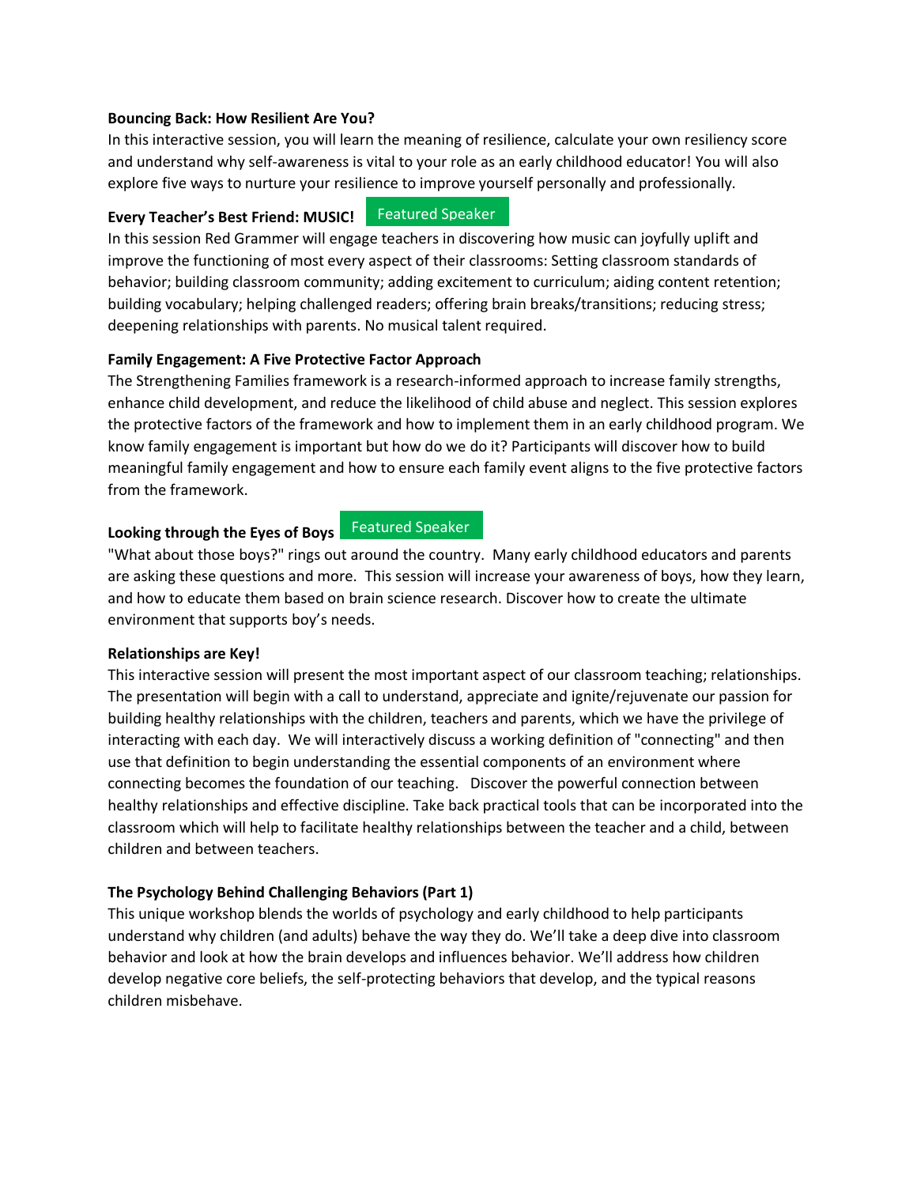**Bouncing Back: How Resilient Are You?**

In this interactive session, you will learn the meaning of resilience, calculate your own resiliency score and understand why self-awareness is vital to your role as an early childhood educator! You will also explore five ways to nurture your resilience to improve yourself personally and professionally.

**Every Teacher's Best Friend: MUSIC!** Featured Speaker

In this session Red Grammer will engage teachers in discovering how music can joyfully uplift and improve the functioning of most every aspect of their classrooms: Setting classroom standards of behavior; building classroom community; adding excitement to curriculum; aiding content retention; building vocabulary; helping challenged readers; offering brain breaks/transitions; reducing stress; deepening relationships with parents. No musical talent required.

**Family Engagement: A Five Protective Factor Approach**

The Strengthening Families framework is a research-informed approach to increase family strengths, enhance child development, and reduce the likelihood of child abuse and neglect. This session explores the protective factors of the framework and how to implement them in an early childhood program. We know family engagement is important but how do we do it? Participants will discover how to build meaningful family engagement and how to ensure each family event aligns to the five protective factors from the framework.

**Looking through the Eyes of Boys** Featured Speaker

"What about those boys?" rings out around the country. Many early childhood educators and parents are asking these questions and more. This session will increase your awareness of boys, how they learn, and how to educate them based on brain science research. Discover how to create the ultimate environment that supports boy's needs.

**Relationships are Key!**

This interactive session will present the most important aspect of our classroom teaching; relationships. The presentation will begin with a call to understand, appreciate and ignite/rejuvenate our passion for building healthy relationships with the children, teachers and parents, which we have the privilege of interacting with each day. We will interactively discuss a working definition of "connecting" and then use that definition to begin understanding the essential components of an environment where connecting becomes the foundation of our teaching. Discover the powerful connection between healthy relationships and effective discipline. Take back practical tools that can be incorporated into the classroom which will help to facilitate healthy relationships between the teacher and a child, between children and between teachers.

**The Psychology Behind Challenging Behaviors (Part 1)**

This unique workshop blends the worlds of psychology and early childhood to help participants understand why children (and adults) behave the way they do. We'll take a deep dive into classroom behavior and look at how the brain develops and influences behavior. We'll address how children develop negative core beliefs, the self-protecting behaviors that develop, and the typical reasons children misbehave.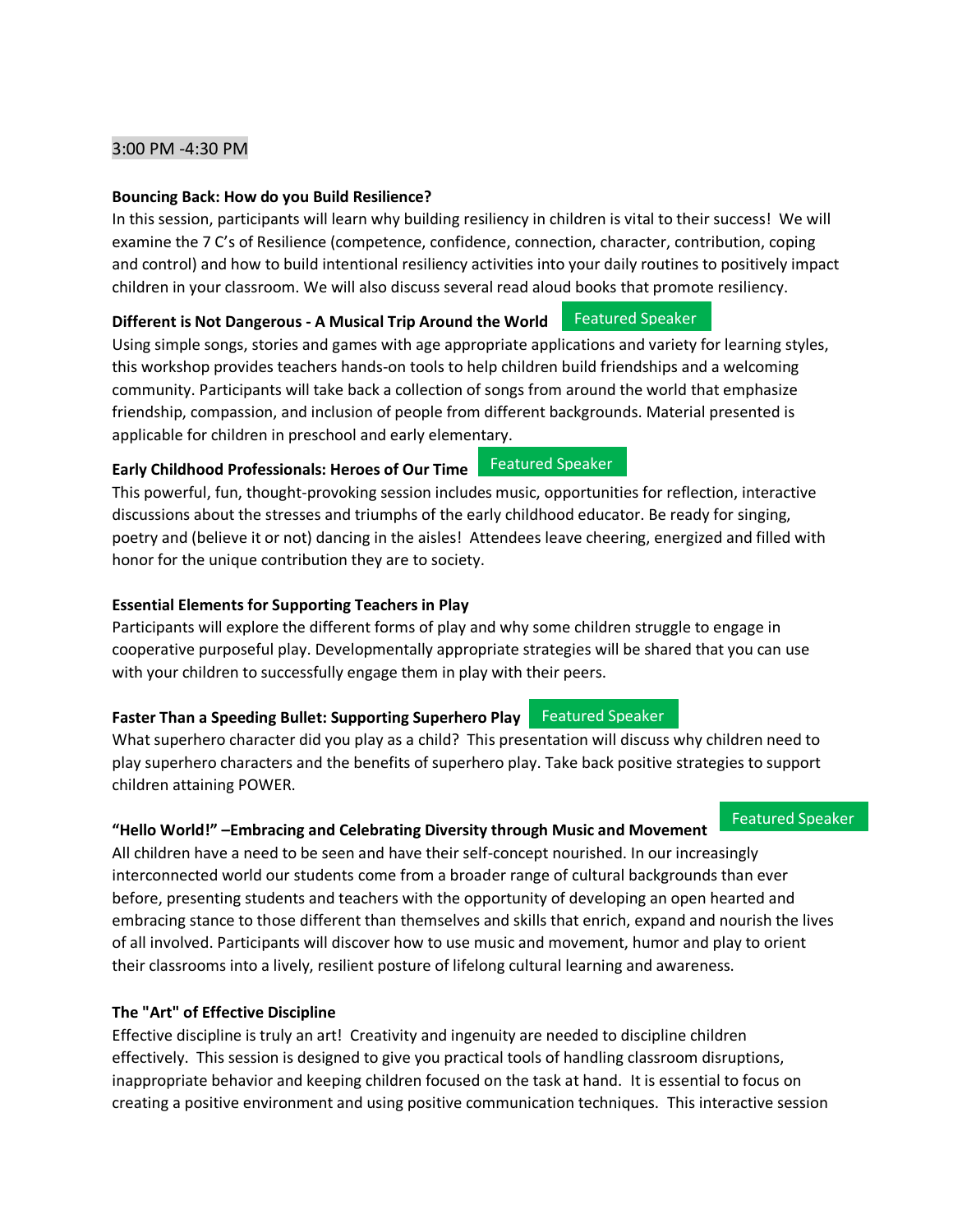3:00 PM -4:30 PM

**Bouncing Back: How do you Build Resilience?**

In this session, participants will learn why building resiliency in children is vital to their success! We will examine the 7 C's of Resilience (competence, confidence, connection, character, contribution, coping and control) and how to build intentional resiliency activities into your daily routines to positively impact children in your classroom. We will also discuss several read aloud books that promote resiliency.

**Different is Not Dangerous - A Musical Trip Around the World** Featured Speaker

Using simple songs, stories and games with age appropriate applications and variety for learning styles, this workshop provides teachers hands-on tools to help children build friendships and a welcoming community. Participants will take back a collection of songs from around the world that emphasize friendship, compassion, and inclusion of people from different backgrounds. Material presented is applicable for children in preschool and early elementary.

**Early Childhood Professionals: Heroes of Our Time** Featured Speaker

This powerful, fun, thought-provoking session includes music, opportunities for reflection, interactive discussions about the stresses and triumphs of the early childhood educator. Be ready for singing, poetry and (believe it or not) dancing in the aisles! Attendees leave cheering, energized and filled with honor for the unique contribution they are to society.

**Essential Elements for Supporting Teachers in Play**

Participants will explore the different forms of play and why some children struggle to engage in cooperative purposeful play. Developmentally appropriate strategies will be shared that you can use with your children to successfully engage them in play with their peers.

**Faster Than a Speeding Bullet: Supporting Superhero Play** Featured Speaker

What superhero character did you play as a child? This presentation will discuss why children need to play superhero characters and the benefits of superhero play. Take back positive strategies to support children attaining POWER.

**"Hello World!" –Embracing and Celebrating Diversity through Music and Movement** Featured Speaker

All children have a need to be seen and have their self-concept nourished. In our increasingly interconnected world our students come from a broader range of cultural backgrounds than ever before, presenting students and teachers with the opportunity of developing an open hearted and embracing stance to those different than themselves and skills that enrich, expand and nourish the lives of all involved. Participants will discover how to use music and movement, humor and play to orient their classrooms into a lively, resilient posture of lifelong cultural learning and awareness.

**The "Art" of Effective Discipline**

Effective discipline is truly an art! Creativity and ingenuity are needed to discipline children effectively. This session is designed to give you practical tools of handling classroom disruptions, inappropriate behavior and keeping children focused on the task at hand. It is essential to focus on creating a positive environment and using positive communication techniques. This interactive session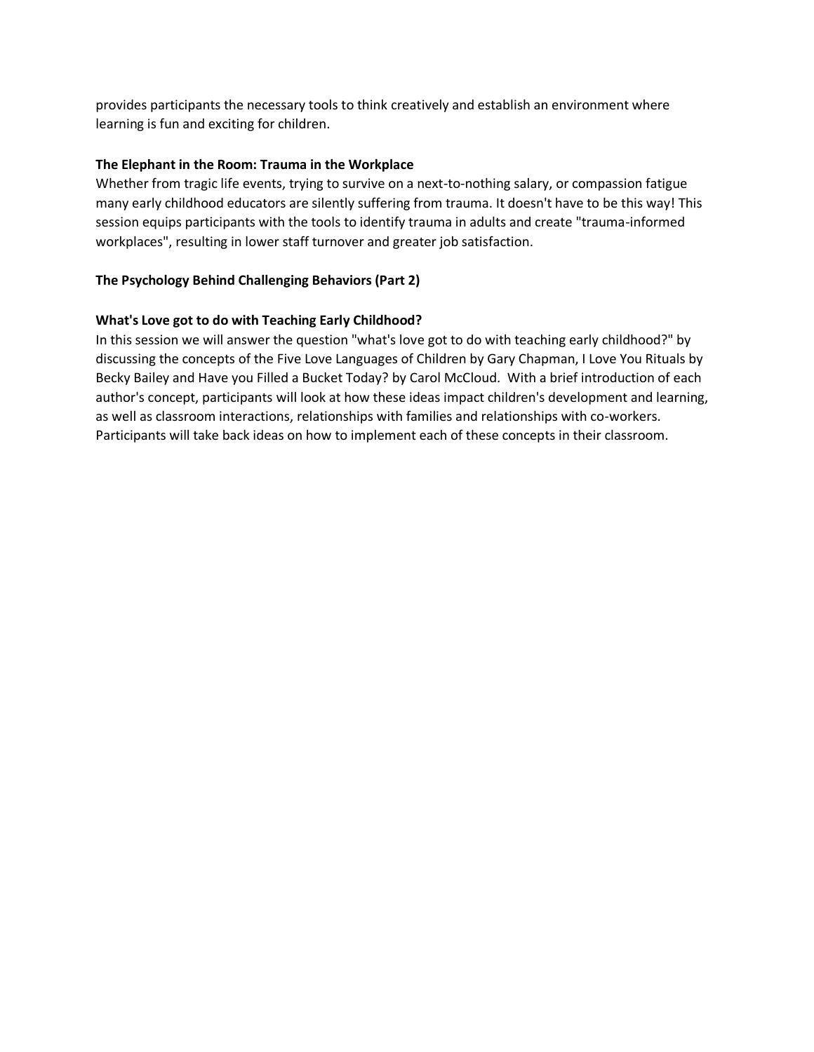provides participants the necessary tools to think creatively and establish an environment where learning is fun and exciting for children.

**The Elephant in the Room: Trauma in the Workplace**

Whether from tragic life events, trying to survive on a next-to-nothing salary, or compassion fatigue many early childhood educators are silently suffering from trauma. It doesn't have to be this way! This session equips participants with the tools to identify trauma in adults and create "trauma-informed workplaces", resulting in lower staff turnover and greater job satisfaction.

**The Psychology Behind Challenging Behaviors (Part 2)**

**What's Love got to do with Teaching Early Childhood?**

In this session we will answer the question "what's love got to do with teaching early childhood?" by discussing the concepts of the Five Love Languages of Children by Gary Chapman, I Love You Rituals by Becky Bailey and Have you Filled a Bucket Today? by Carol McCloud. With a brief introduction of each author's concept, participants will look at how these ideas impact children's development and learning, as well as classroom interactions, relationships with families and relationships with co-workers. Participants will take back ideas on how to implement each of these concepts in their classroom.